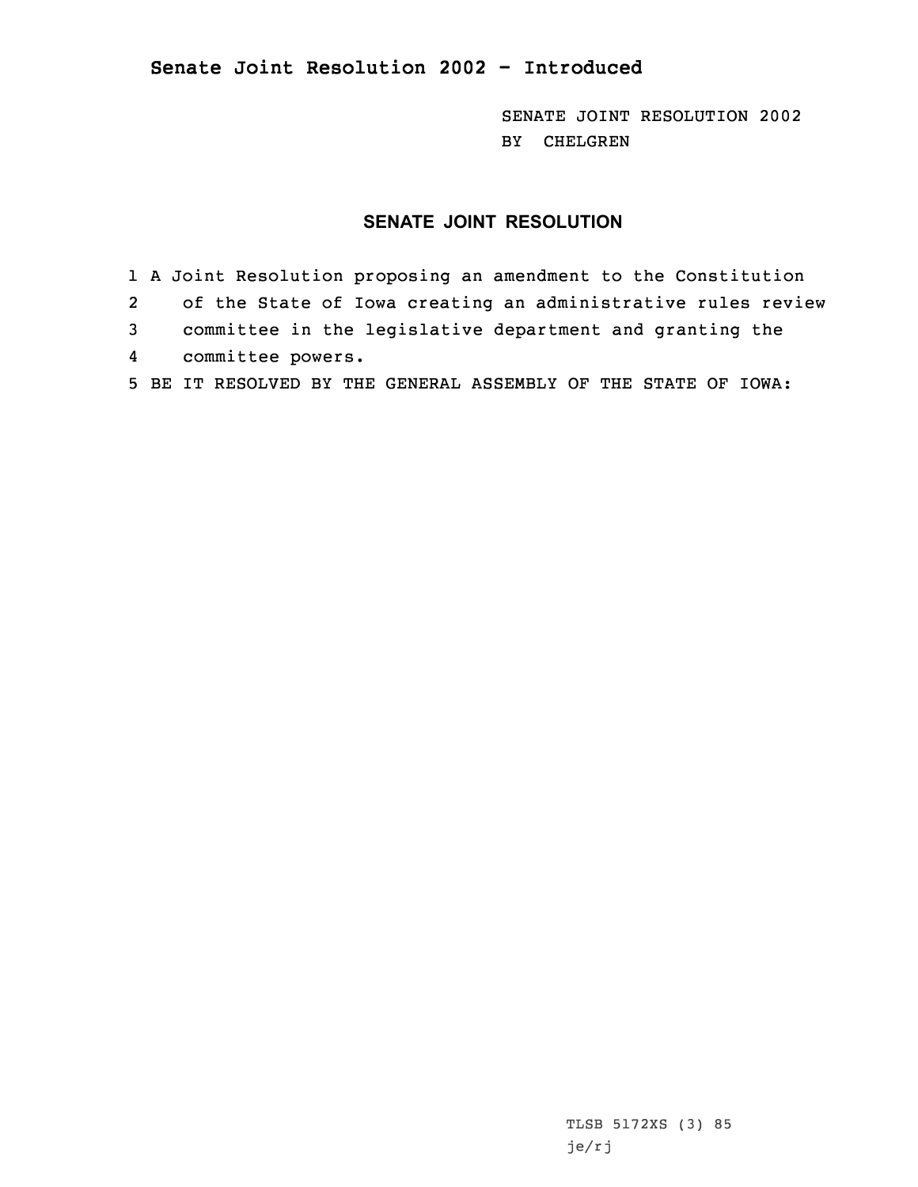# Senate Joint Resolution 2002 - Introduced

SENATE JOINT RESOLUTION 2002
BY CHELGREN

## SENATE JOINT RESOLUTION

1 A Joint Resolution proposing an amendment to the Constitution
2 of the State of Iowa creating an administrative rules review
3 committee in the legislative department and granting the
4 committee powers.
5 BE IT RESOLVED BY THE GENERAL ASSEMBLY OF THE STATE OF IOWA:

TLSB 5172XS (3) 85
je/rj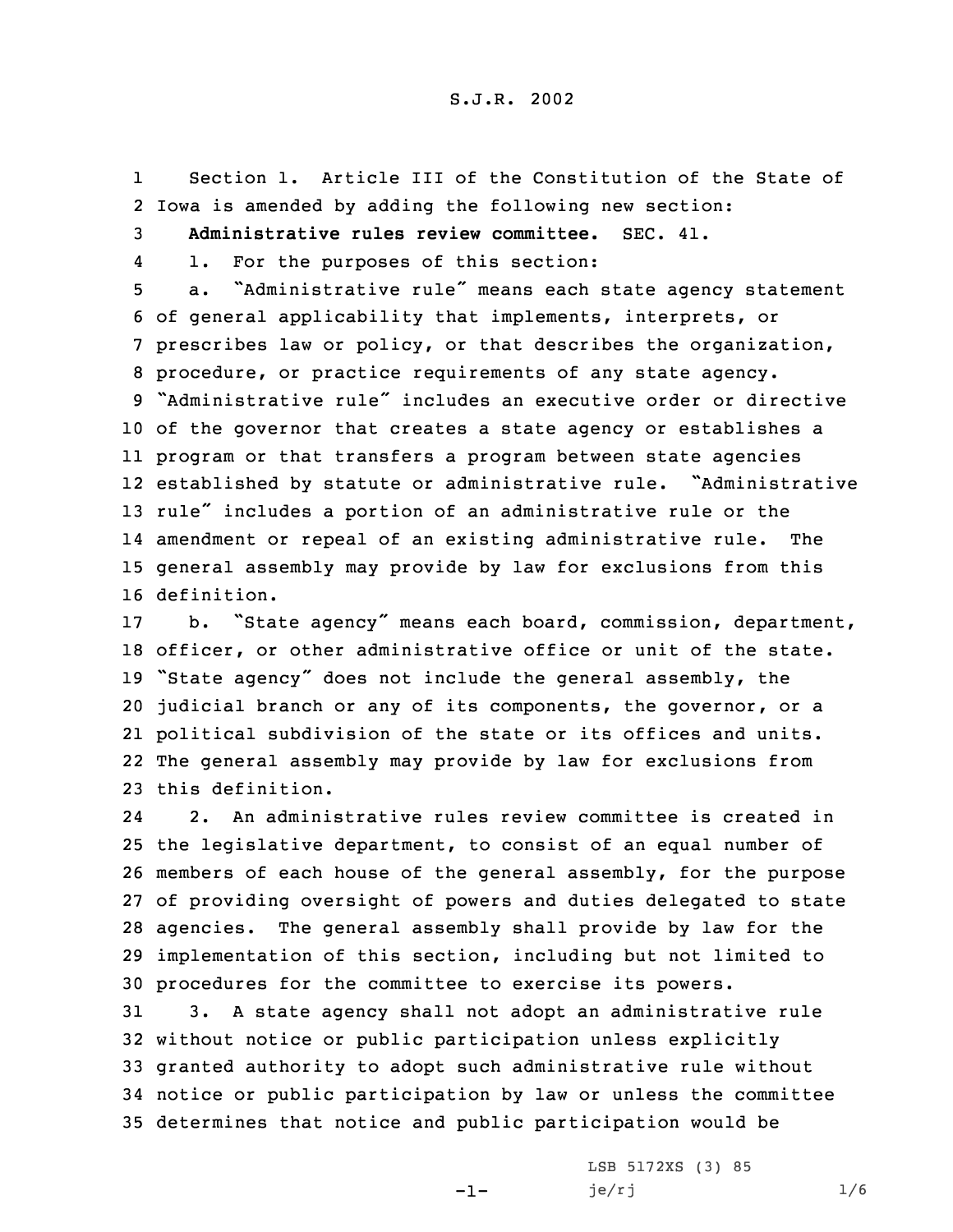S.J.R. 2002

Section 1. Article III of the Constitution of the State of Iowa is amended by adding the following new section:

**Administrative rules review committee.** SEC. 41.

1. For the purposes of this section:

a. "Administrative rule" means each state agency statement of general applicability that implements, interprets, or prescribes law or policy, or that describes the organization, procedure, or practice requirements of any state agency. "Administrative rule" includes an executive order or directive of the governor that creates a state agency or establishes a program or that transfers a program between state agencies established by statute or administrative rule. "Administrative rule" includes a portion of an administrative rule or the amendment or repeal of an existing administrative rule. The general assembly may provide by law for exclusions from this definition.

b. "State agency" means each board, commission, department, officer, or other administrative office or unit of the state. "State agency" does not include the general assembly, the judicial branch or any of its components, the governor, or a political subdivision of the state or its offices and units. The general assembly may provide by law for exclusions from this definition.

2. An administrative rules review committee is created in the legislative department, to consist of an equal number of members of each house of the general assembly, for the purpose of providing oversight of powers and duties delegated to state agencies. The general assembly shall provide by law for the implementation of this section, including but not limited to procedures for the committee to exercise its powers.

3. A state agency shall not adopt an administrative rule without notice or public participation unless explicitly granted authority to adopt such administrative rule without notice or public participation by law or unless the committee determines that notice and public participation would be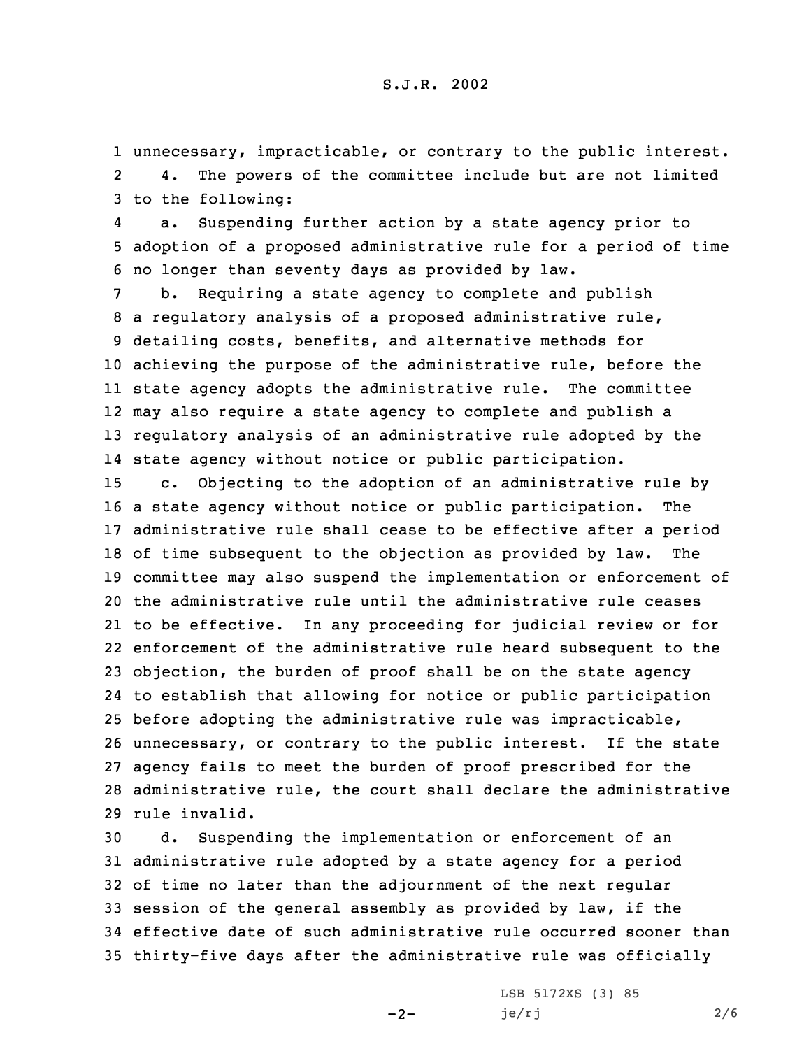unnecessary, impracticable, or contrary to the public interest.

4. The powers of the committee include but are not limited to the following:

a. Suspending further action by a state agency prior to adoption of a proposed administrative rule for a period of time no longer than seventy days as provided by law.

b. Requiring a state agency to complete and publish a regulatory analysis of a proposed administrative rule, detailing costs, benefits, and alternative methods for achieving the purpose of the administrative rule, before the state agency adopts the administrative rule. The committee may also require a state agency to complete and publish a regulatory analysis of an administrative rule adopted by the state agency without notice or public participation.

c. Objecting to the adoption of an administrative rule by a state agency without notice or public participation. The administrative rule shall cease to be effective after a period of time subsequent to the objection as provided by law. The committee may also suspend the implementation or enforcement of the administrative rule until the administrative rule ceases to be effective. In any proceeding for judicial review or for enforcement of the administrative rule heard subsequent to the objection, the burden of proof shall be on the state agency to establish that allowing for notice or public participation before adopting the administrative rule was impracticable, unnecessary, or contrary to the public interest. If the state agency fails to meet the burden of proof prescribed for the administrative rule, the court shall declare the administrative rule invalid.

d. Suspending the implementation or enforcement of an administrative rule adopted by a state agency for a period of time no later than the adjournment of the next regular session of the general assembly as provided by law, if the effective date of such administrative rule occurred sooner than thirty-five days after the administrative rule was officially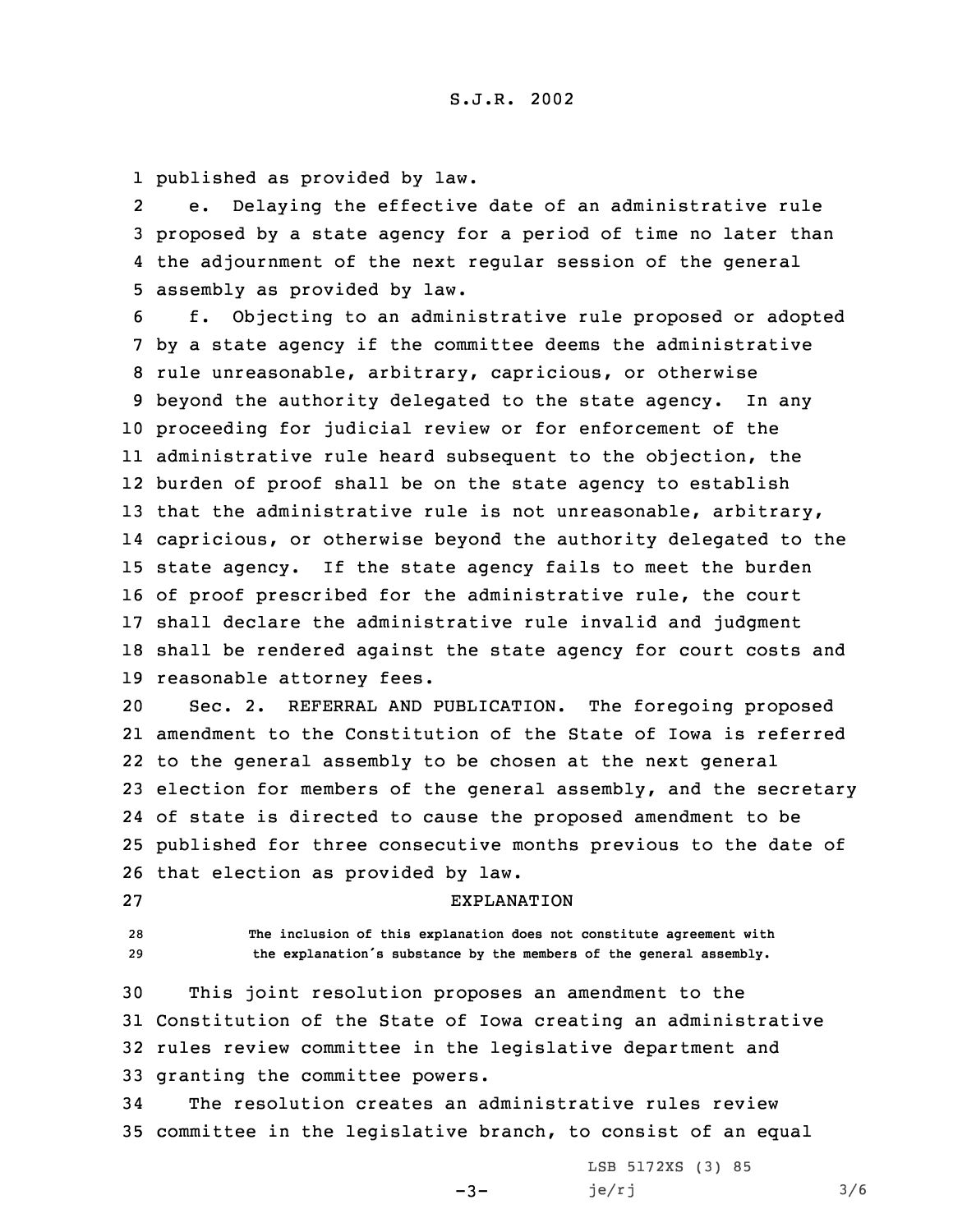published as provided by law.

e. Delaying the effective date of an administrative rule proposed by a state agency for a period of time no later than the adjournment of the next regular session of the general assembly as provided by law.

f. Objecting to an administrative rule proposed or adopted by a state agency if the committee deems the administrative rule unreasonable, arbitrary, capricious, or otherwise beyond the authority delegated to the state agency. In any proceeding for judicial review or for enforcement of the administrative rule heard subsequent to the objection, the burden of proof shall be on the state agency to establish that the administrative rule is not unreasonable, arbitrary, capricious, or otherwise beyond the authority delegated to the state agency. If the state agency fails to meet the burden of proof prescribed for the administrative rule, the court shall declare the administrative rule invalid and judgment shall be rendered against the state agency for court costs and reasonable attorney fees.

Sec. 2. REFERRAL AND PUBLICATION. The foregoing proposed amendment to the Constitution of the State of Iowa is referred to the general assembly to be chosen at the next general election for members of the general assembly, and the secretary of state is directed to cause the proposed amendment to be published for three consecutive months previous to the date of that election as provided by law.

## EXPLANATION

The inclusion of this explanation does not constitute agreement with the explanation's substance by the members of the general assembly.

This joint resolution proposes an amendment to the Constitution of the State of Iowa creating an administrative rules review committee in the legislative department and granting the committee powers.

The resolution creates an administrative rules review committee in the legislative branch, to consist of an equal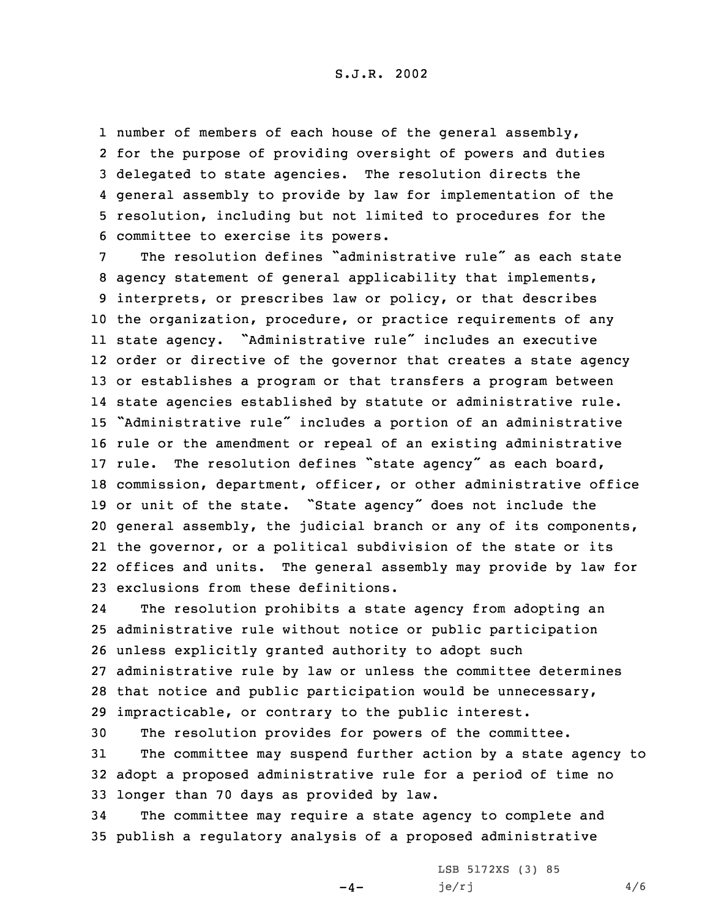number of members of each house of the general assembly, for the purpose of providing oversight of powers and duties delegated to state agencies. The resolution directs the general assembly to provide by law for implementation of the resolution, including but not limited to procedures for the committee to exercise its powers.

The resolution defines "administrative rule" as each state agency statement of general applicability that implements, interprets, or prescribes law or policy, or that describes the organization, procedure, or practice requirements of any state agency. "Administrative rule" includes an executive order or directive of the governor that creates a state agency or establishes a program or that transfers a program between state agencies established by statute or administrative rule. "Administrative rule" includes a portion of an administrative rule or the amendment or repeal of an existing administrative rule. The resolution defines "state agency" as each board, commission, department, officer, or other administrative office or unit of the state. "State agency" does not include the general assembly, the judicial branch or any of its components, the governor, or a political subdivision of the state or its offices and units. The general assembly may provide by law for exclusions from these definitions.

The resolution prohibits a state agency from adopting an administrative rule without notice or public participation unless explicitly granted authority to adopt such administrative rule by law or unless the committee determines that notice and public participation would be unnecessary, impracticable, or contrary to the public interest.

The resolution provides for powers of the committee.

The committee may suspend further action by a state agency to adopt a proposed administrative rule for a period of time no longer than 70 days as provided by law.

The committee may require a state agency to complete and publish a regulatory analysis of a proposed administrative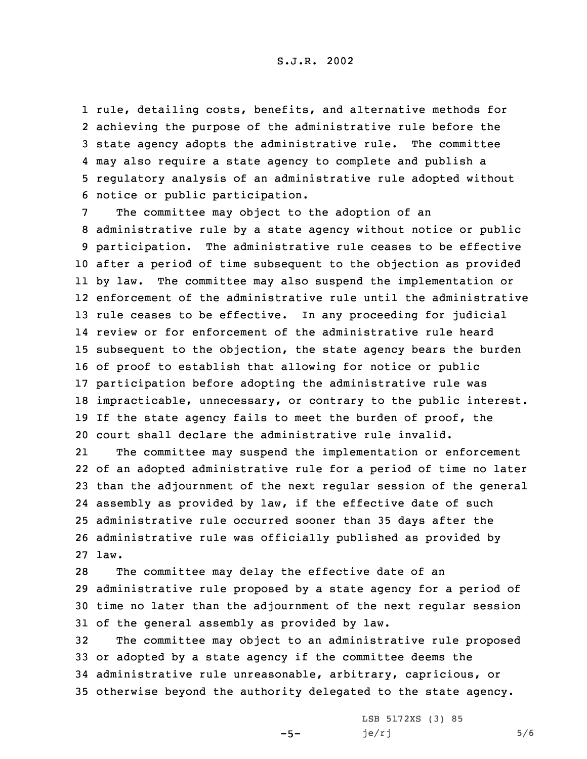rule, detailing costs, benefits, and alternative methods for achieving the purpose of the administrative rule before the state agency adopts the administrative rule. The committee may also require a state agency to complete and publish a regulatory analysis of an administrative rule adopted without notice or public participation.

The committee may object to the adoption of an administrative rule by a state agency without notice or public participation. The administrative rule ceases to be effective after a period of time subsequent to the objection as provided by law. The committee may also suspend the implementation or enforcement of the administrative rule until the administrative rule ceases to be effective. In any proceeding for judicial review or for enforcement of the administrative rule heard subsequent to the objection, the state agency bears the burden of proof to establish that allowing for notice or public participation before adopting the administrative rule was impracticable, unnecessary, or contrary to the public interest. If the state agency fails to meet the burden of proof, the court shall declare the administrative rule invalid.

The committee may suspend the implementation or enforcement of an adopted administrative rule for a period of time no later than the adjournment of the next regular session of the general assembly as provided by law, if the effective date of such administrative rule occurred sooner than 35 days after the administrative rule was officially published as provided by law.

The committee may delay the effective date of an administrative rule proposed by a state agency for a period of time no later than the adjournment of the next regular session of the general assembly as provided by law.

The committee may object to an administrative rule proposed or adopted by a state agency if the committee deems the administrative rule unreasonable, arbitrary, capricious, or otherwise beyond the authority delegated to the state agency.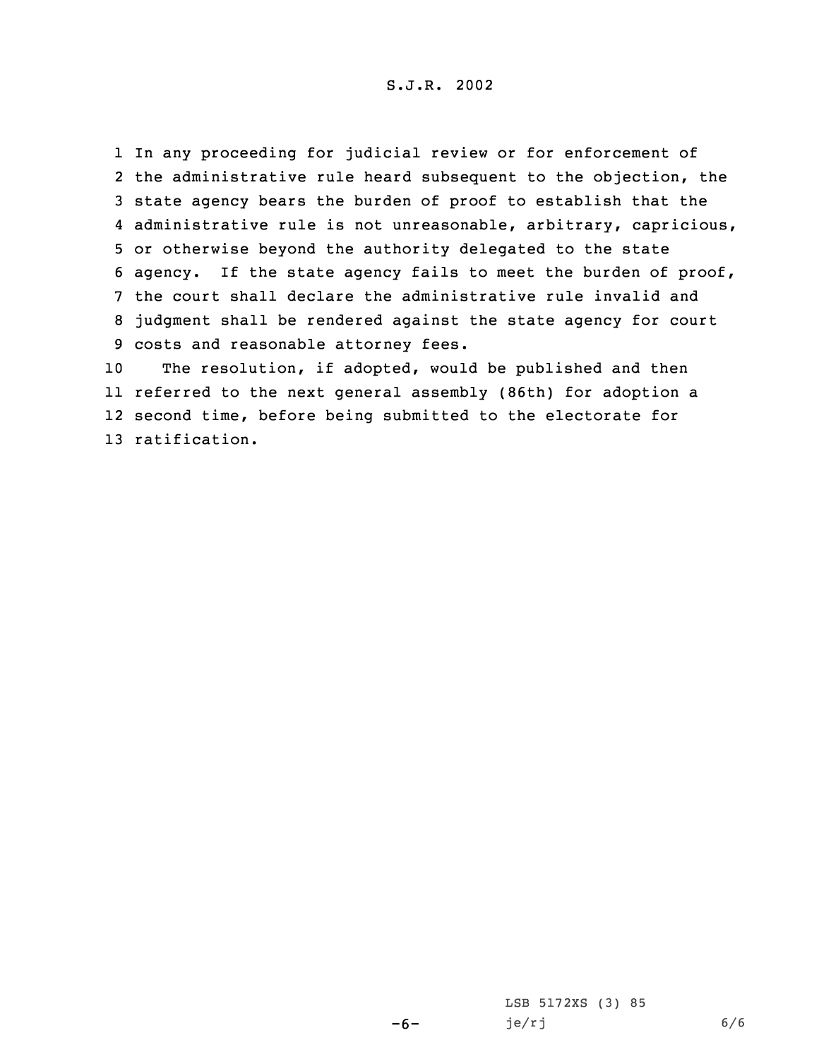In any proceeding for judicial review or for enforcement of the administrative rule heard subsequent to the objection, the state agency bears the burden of proof to establish that the administrative rule is not unreasonable, arbitrary, capricious, or otherwise beyond the authority delegated to the state agency. If the state agency fails to meet the burden of proof, the court shall declare the administrative rule invalid and judgment shall be rendered against the state agency for court costs and reasonable attorney fees.

The resolution, if adopted, would be published and then referred to the next general assembly (86th) for adoption a second time, before being submitted to the electorate for ratification.

LSB 5172XS (3) 85

je/rj